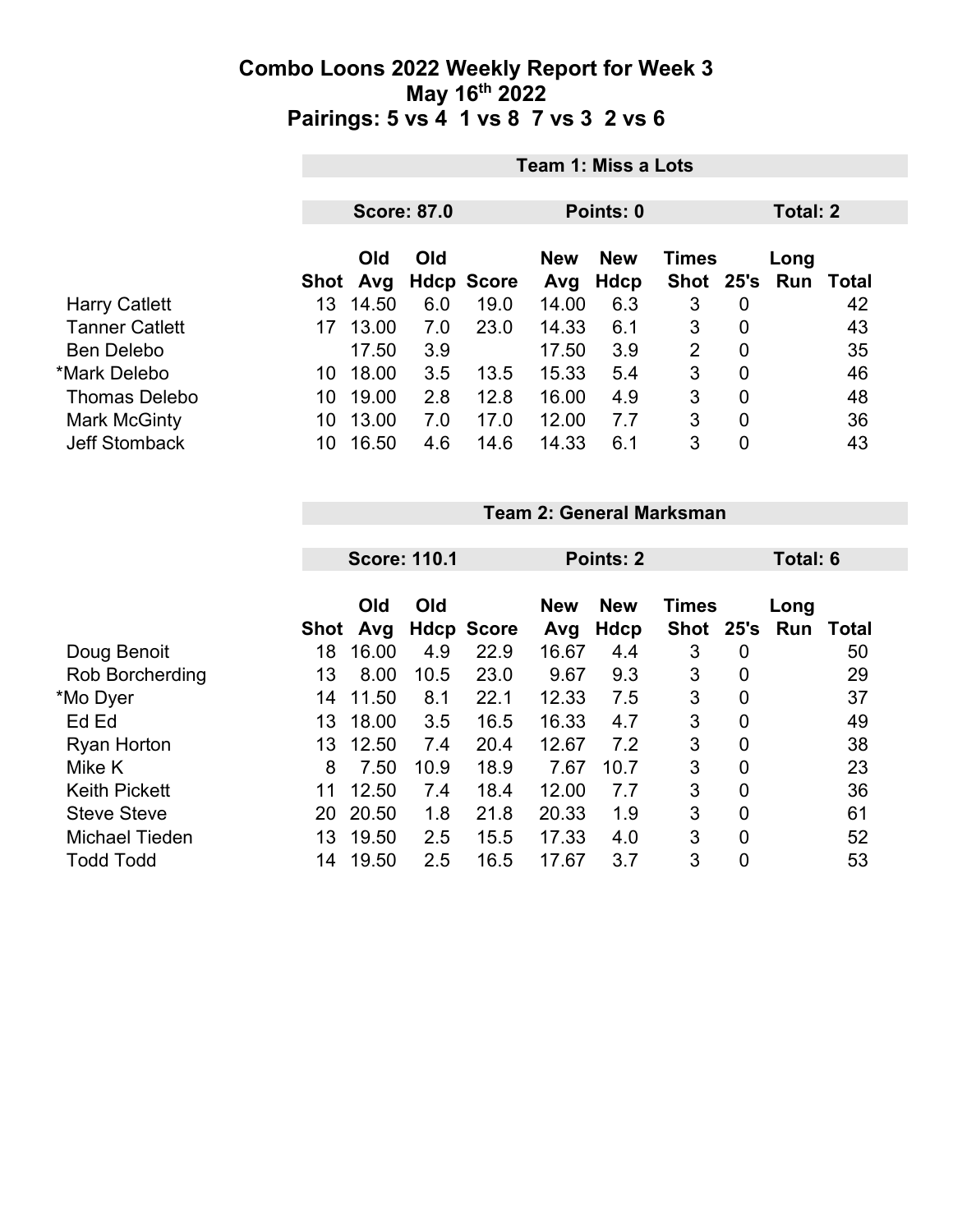# Combo Loons 2022 Weekly Report for Week 3
## May 16th 2022
## Pairings: 5 vs 4  1 vs 8  7 vs 3  2 vs 6

### Team 1: Miss a Lots

**Score: 87.0** | **Points: 0** | **Total: 2**

| | Shot | Old Avg | Old Hdcp | Score | New Avg | New Hdcp | Times Shot | 25's | Long Run | Total |
|---|---|---|---|---|---|---|---|---|---|---|
| Harry Catlett | 13 | 14.50 | 6.0 | 19.0 | 14.00 | 6.3 | 3 | 0 | | 42 |
| Tanner Catlett | 17 | 13.00 | 7.0 | 23.0 | 14.33 | 6.1 | 3 | 0 | | 43 |
| Ben Delebo | | 17.50 | 3.9 | | 17.50 | 3.9 | 2 | 0 | | 35 |
| *Mark Delebo | 10 | 18.00 | 3.5 | 13.5 | 15.33 | 5.4 | 3 | 0 | | 46 |
| Thomas Delebo | 10 | 19.00 | 2.8 | 12.8 | 16.00 | 4.9 | 3 | 0 | | 48 |
| Mark McGinty | 10 | 13.00 | 7.0 | 17.0 | 12.00 | 7.7 | 3 | 0 | | 36 |
| Jeff Stomback | 10 | 16.50 | 4.6 | 14.6 | 14.33 | 6.1 | 3 | 0 | | 43 |

### Team 2: General Marksman

**Score: 110.1** | **Points: 2** | **Total: 6**

| | Shot | Old Avg | Old Hdcp | Score | New Avg | New Hdcp | Times Shot | 25's | Long Run | Total |
|---|---|---|---|---|---|---|---|---|---|---|
| Doug Benoit | 18 | 16.00 | 4.9 | 22.9 | 16.67 | 4.4 | 3 | 0 | | 50 |
| Rob Borcherding | 13 | 8.00 | 10.5 | 23.0 | 9.67 | 9.3 | 3 | 0 | | 29 |
| *Mo Dyer | 14 | 11.50 | 8.1 | 22.1 | 12.33 | 7.5 | 3 | 0 | | 37 |
| Ed Ed | 13 | 18.00 | 3.5 | 16.5 | 16.33 | 4.7 | 3 | 0 | | 49 |
| Ryan Horton | 13 | 12.50 | 7.4 | 20.4 | 12.67 | 7.2 | 3 | 0 | | 38 |
| Mike K | 8 | 7.50 | 10.9 | 18.9 | 7.67 | 10.7 | 3 | 0 | | 23 |
| Keith Pickett | 11 | 12.50 | 7.4 | 18.4 | 12.00 | 7.7 | 3 | 0 | | 36 |
| Steve Steve | 20 | 20.50 | 1.8 | 21.8 | 20.33 | 1.9 | 3 | 0 | | 61 |
| Michael Tieden | 13 | 19.50 | 2.5 | 15.5 | 17.33 | 4.0 | 3 | 0 | | 52 |
| Todd Todd | 14 | 19.50 | 2.5 | 16.5 | 17.67 | 3.7 | 3 | 0 | | 53 |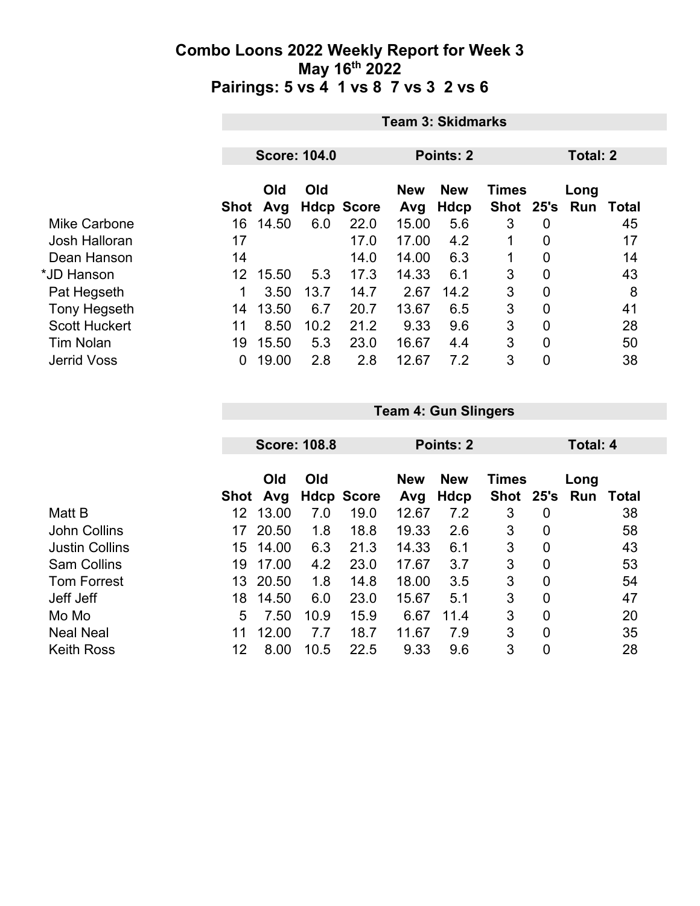# Combo Loons 2022 Weekly Report for Week 3
## May 16th 2022
## Pairings: 5 vs 4 1 vs 8 7 vs 3 2 vs 6

| | Team 3: Skidmarks | | | | | | | | | |
|---|---|---|---|---|---|---|---|---|---|---|
| | Score: 104.0 | | | Points: 2 | | | Total: 2 | | | |
| | Shot | Old Avg | Old Hdcp | Score | New Avg | New Hdcp | Times Shot | 25's | Long Run | Total |
| Mike Carbone | 16 | 14.50 | 6.0 | 22.0 | 15.00 | 5.6 | 3 | 0 | | 45 |
| Josh Halloran | 17 | | | 17.0 | 17.00 | 4.2 | 1 | 0 | | 17 |
| Dean Hanson | 14 | | | 14.0 | 14.00 | 6.3 | 1 | 0 | | 14 |
| *JD Hanson | 12 | 15.50 | 5.3 | 17.3 | 14.33 | 6.1 | 3 | 0 | | 43 |
| Pat Hegseth | 1 | 3.50 | 13.7 | 14.7 | 2.67 | 14.2 | 3 | 0 | | 8 |
| Tony Hegseth | 14 | 13.50 | 6.7 | 20.7 | 13.67 | 6.5 | 3 | 0 | | 41 |
| Scott Huckert | 11 | 8.50 | 10.2 | 21.2 | 9.33 | 9.6 | 3 | 0 | | 28 |
| Tim Nolan | 19 | 15.50 | 5.3 | 23.0 | 16.67 | 4.4 | 3 | 0 | | 50 |
| Jerrid Voss | 0 | 19.00 | 2.8 | 2.8 | 12.67 | 7.2 | 3 | 0 | | 38 |

| | Team 4: Gun Slingers | | | | | | | | | |
|---|---|---|---|---|---|---|---|---|---|---|
| | Score: 108.8 | | | Points: 2 | | | Total: 4 | | | |
| | Shot | Old Avg | Old Hdcp | Score | New Avg | New Hdcp | Times Shot | 25's | Long Run | Total |
| Matt B | 12 | 13.00 | 7.0 | 19.0 | 12.67 | 7.2 | 3 | 0 | | 38 |
| John Collins | 17 | 20.50 | 1.8 | 18.8 | 19.33 | 2.6 | 3 | 0 | | 58 |
| Justin Collins | 15 | 14.00 | 6.3 | 21.3 | 14.33 | 6.1 | 3 | 0 | | 43 |
| Sam Collins | 19 | 17.00 | 4.2 | 23.0 | 17.67 | 3.7 | 3 | 0 | | 53 |
| Tom Forrest | 13 | 20.50 | 1.8 | 14.8 | 18.00 | 3.5 | 3 | 0 | | 54 |
| Jeff Jeff | 18 | 14.50 | 6.0 | 23.0 | 15.67 | 5.1 | 3 | 0 | | 47 |
| Mo Mo | 5 | 7.50 | 10.9 | 15.9 | 6.67 | 11.4 | 3 | 0 | | 20 |
| Neal Neal | 11 | 12.00 | 7.7 | 18.7 | 11.67 | 7.9 | 3 | 0 | | 35 |
| Keith Ross | 12 | 8.00 | 10.5 | 22.5 | 9.33 | 9.6 | 3 | 0 | | 28 |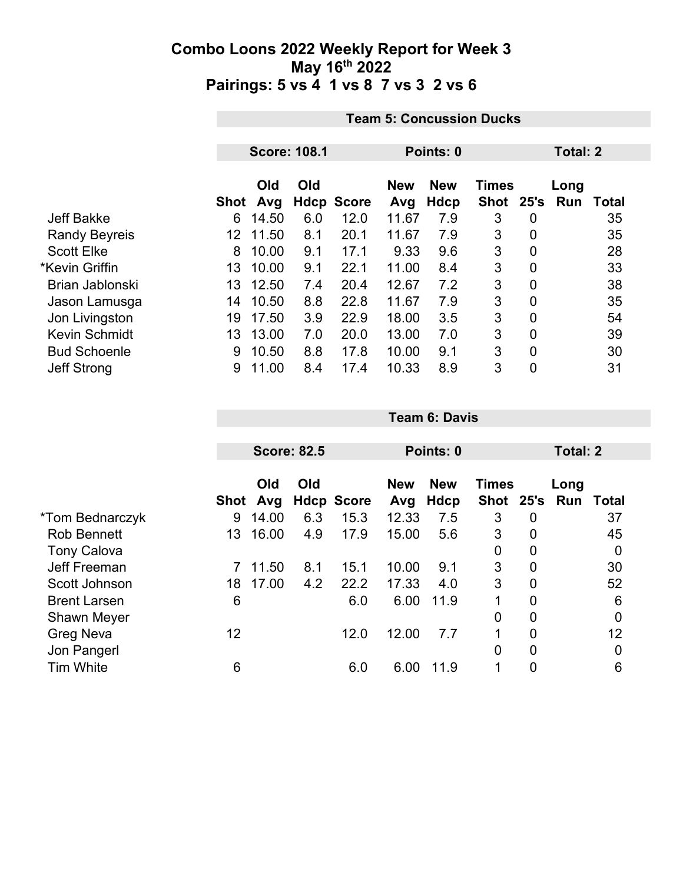# Combo Loons 2022 Weekly Report for Week 3

## May 16th 2022

## Pairings: 5 vs 4 1 vs 8 7 vs 3 2 vs 6

### Team 5: Concussion Ducks

**Score: 108.1** | **Points: 0** | **Total: 2**

| | Shot | Old Avg | Old Hdcp | Score | New Avg | New Hdcp | Times Shot | 25's | Long Run | Total |
|---|---|---|---|---|---|---|---|---|---|---|
| Jeff Bakke | 6 | 14.50 | 6.0 | 12.0 | 11.67 | 7.9 | 3 | 0 | | 35 |
| Randy Beyreis | 12 | 11.50 | 8.1 | 20.1 | 11.67 | 7.9 | 3 | 0 | | 35 |
| Scott Elke | 8 | 10.00 | 9.1 | 17.1 | 9.33 | 9.6 | 3 | 0 | | 28 |
| *Kevin Griffin | 13 | 10.00 | 9.1 | 22.1 | 11.00 | 8.4 | 3 | 0 | | 33 |
| Brian Jablonski | 13 | 12.50 | 7.4 | 20.4 | 12.67 | 7.2 | 3 | 0 | | 38 |
| Jason Lamusga | 14 | 10.50 | 8.8 | 22.8 | 11.67 | 7.9 | 3 | 0 | | 35 |
| Jon Livingston | 19 | 17.50 | 3.9 | 22.9 | 18.00 | 3.5 | 3 | 0 | | 54 |
| Kevin Schmidt | 13 | 13.00 | 7.0 | 20.0 | 13.00 | 7.0 | 3 | 0 | | 39 |
| Bud Schoenle | 9 | 10.50 | 8.8 | 17.8 | 10.00 | 9.1 | 3 | 0 | | 30 |
| Jeff Strong | 9 | 11.00 | 8.4 | 17.4 | 10.33 | 8.9 | 3 | 0 | | 31 |

### Team 6: Davis

**Score: 82.5** | **Points: 0** | **Total: 2**

| | Shot | Old Avg | Old Hdcp | Score | New Avg | New Hdcp | Times Shot | 25's | Long Run | Total |
|---|---|---|---|---|---|---|---|---|---|---|
| *Tom Bednarczyk | 9 | 14.00 | 6.3 | 15.3 | 12.33 | 7.5 | 3 | 0 | | 37 |
| Rob Bennett | 13 | 16.00 | 4.9 | 17.9 | 15.00 | 5.6 | 3 | 0 | | 45 |
| Tony Calova | | | | | | | 0 | 0 | | 0 |
| Jeff Freeman | 7 | 11.50 | 8.1 | 15.1 | 10.00 | 9.1 | 3 | 0 | | 30 |
| Scott Johnson | 18 | 17.00 | 4.2 | 22.2 | 17.33 | 4.0 | 3 | 0 | | 52 |
| Brent Larsen | 6 | | | 6.0 | 6.00 | 11.9 | 1 | 0 | | 6 |
| Shawn Meyer | | | | | | | 0 | 0 | | 0 |
| Greg Neva | 12 | | | 12.0 | 12.00 | 7.7 | 1 | 0 | | 12 |
| Jon Pangerl | | | | | | | 0 | 0 | | 0 |
| Tim White | 6 | | | 6.0 | 6.00 | 11.9 | 1 | 0 | | 6 |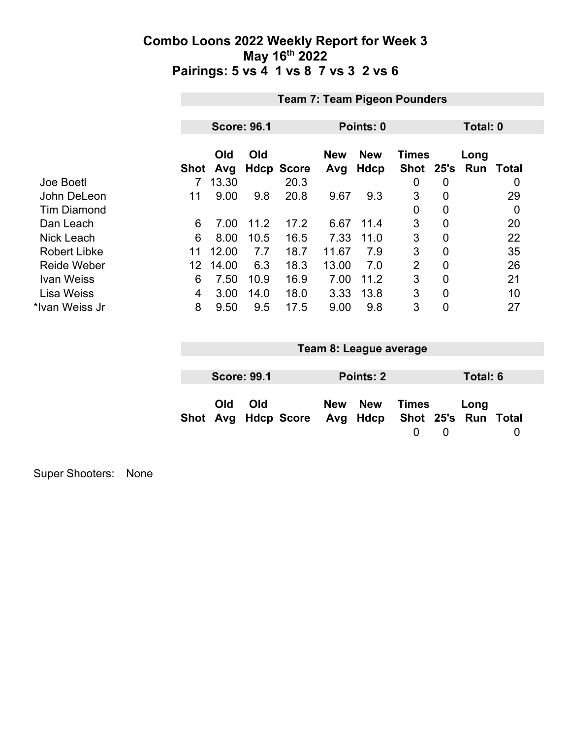# Combo Loons 2022 Weekly Report for Week 3
## May 16th 2022
## Pairings: 5 vs 4  1 vs 8  7 vs 3  2 vs 6

### Team 7: Team Pigeon Pounders

**Score: 96.1** | **Points: 0** | **Total: 0**

| | Shot | Old Avg | Old Hdcp | Score | New Avg | New Hdcp | Times Shot | 25's | Long Run | Total |
|---|---|---|---|---|---|---|---|---|---|---|
| Joe Boetl | 7 | 13.30 | | 20.3 | | | 0 | 0 | | 0 |
| John DeLeon | 11 | 9.00 | 9.8 | 20.8 | 9.67 | 9.3 | 3 | 0 | | 29 |
| Tim Diamond | | | | | | | 0 | 0 | | 0 |
| Dan Leach | 6 | 7.00 | 11.2 | 17.2 | 6.67 | 11.4 | 3 | 0 | | 20 |
| Nick Leach | 6 | 8.00 | 10.5 | 16.5 | 7.33 | 11.0 | 3 | 0 | | 22 |
| Robert Libke | 11 | 12.00 | 7.7 | 18.7 | 11.67 | 7.9 | 3 | 0 | | 35 |
| Reide Weber | 12 | 14.00 | 6.3 | 18.3 | 13.00 | 7.0 | 2 | 0 | | 26 |
| Ivan Weiss | 6 | 7.50 | 10.9 | 16.9 | 7.00 | 11.2 | 3 | 0 | | 21 |
| Lisa Weiss | 4 | 3.00 | 14.0 | 18.0 | 3.33 | 13.8 | 3 | 0 | | 10 |
| *Ivan Weiss Jr | 8 | 9.50 | 9.5 | 17.5 | 9.00 | 9.8 | 3 | 0 | | 27 |

### Team 8: League average

**Score: 99.1** | **Points: 2** | **Total: 6**

| Shot | Old Avg | Old Hdcp | Score | New Avg | New Hdcp | Times Shot | 25's | Long Run | Total |
|---|---|---|---|---|---|---|---|---|---|
| | | | | | | 0 | 0 | | 0 |

Super Shooters: None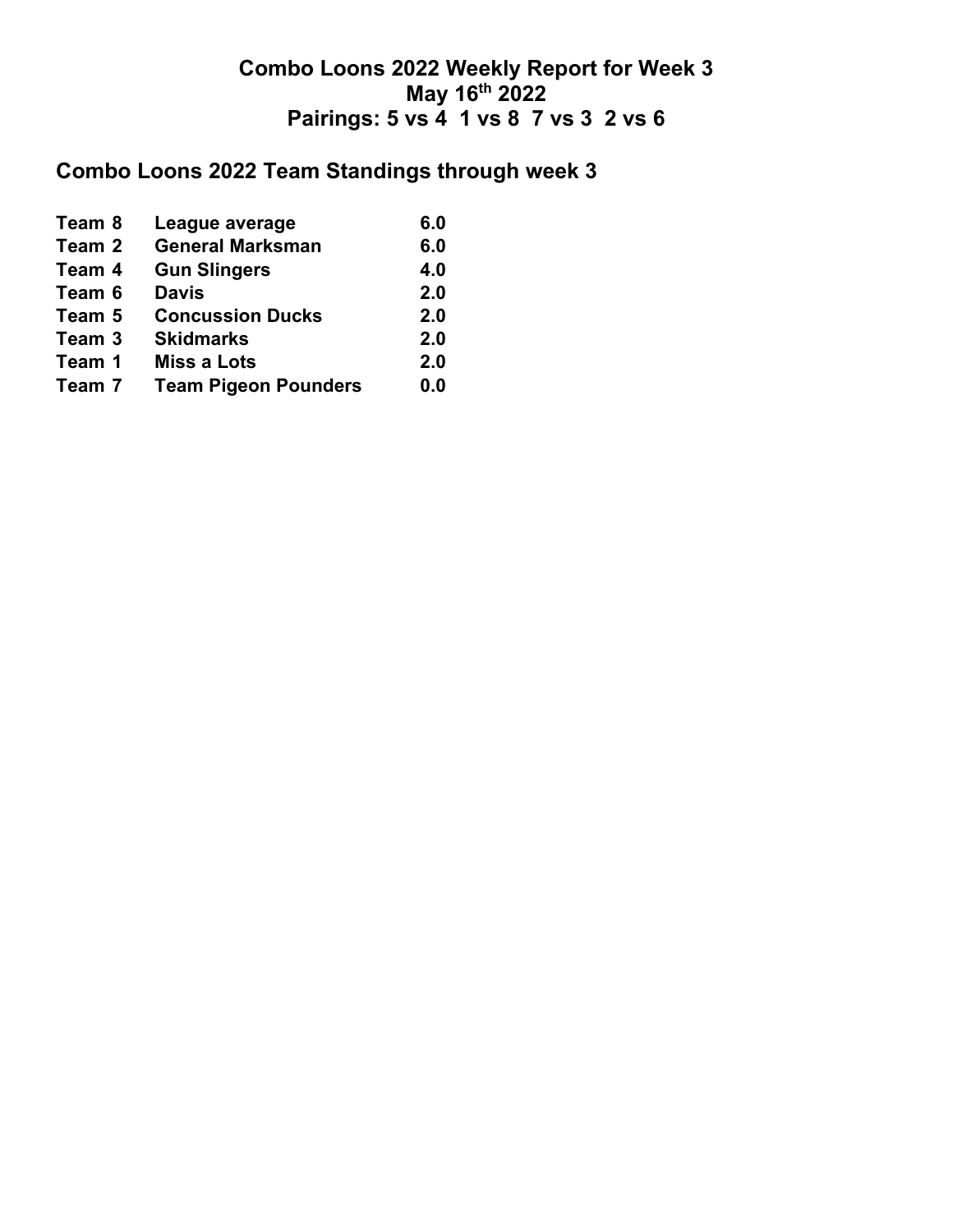# Combo Loons 2022 Weekly Report for Week 3

## May 16th 2022

## Pairings: 5 vs 4 1 vs 8 7 vs 3 2 vs 6

## Combo Loons 2022 Team Standings through week 3

| | | |
|---|---|---|
| Team 8 | League average | 6.0 |
| Team 2 | General Marksman | 6.0 |
| Team 4 | Gun Slingers | 4.0 |
| Team 6 | Davis | 2.0 |
| Team 5 | Concussion Ducks | 2.0 |
| Team 3 | Skidmarks | 2.0 |
| Team 1 | Miss a Lots | 2.0 |
| Team 7 | Team Pigeon Pounders | 0.0 |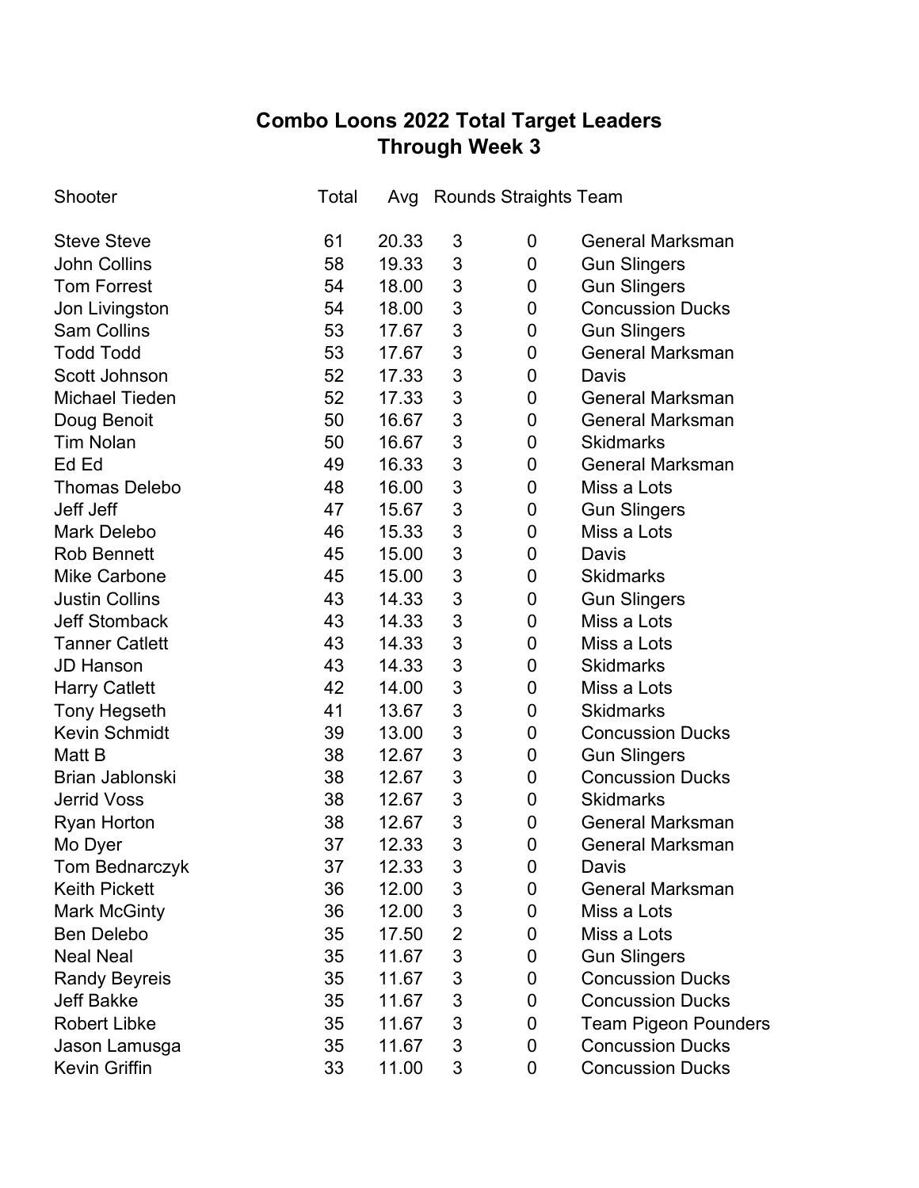# Combo Loons 2022 Total Target Leaders
## Through Week 3

| Shooter | Total | Avg | Rounds | Straights | Team |
|---|---|---|---|---|---|
| Steve Steve | 61 | 20.33 | 3 | 0 | General Marksman |
| John Collins | 58 | 19.33 | 3 | 0 | Gun Slingers |
| Tom Forrest | 54 | 18.00 | 3 | 0 | Gun Slingers |
| Jon Livingston | 54 | 18.00 | 3 | 0 | Concussion Ducks |
| Sam Collins | 53 | 17.67 | 3 | 0 | Gun Slingers |
| Todd Todd | 53 | 17.67 | 3 | 0 | General Marksman |
| Scott Johnson | 52 | 17.33 | 3 | 0 | Davis |
| Michael Tieden | 52 | 17.33 | 3 | 0 | General Marksman |
| Doug Benoit | 50 | 16.67 | 3 | 0 | General Marksman |
| Tim Nolan | 50 | 16.67 | 3 | 0 | Skidmarks |
| Ed Ed | 49 | 16.33 | 3 | 0 | General Marksman |
| Thomas Delebo | 48 | 16.00 | 3 | 0 | Miss a Lots |
| Jeff Jeff | 47 | 15.67 | 3 | 0 | Gun Slingers |
| Mark Delebo | 46 | 15.33 | 3 | 0 | Miss a Lots |
| Rob Bennett | 45 | 15.00 | 3 | 0 | Davis |
| Mike Carbone | 45 | 15.00 | 3 | 0 | Skidmarks |
| Justin Collins | 43 | 14.33 | 3 | 0 | Gun Slingers |
| Jeff Stomback | 43 | 14.33 | 3 | 0 | Miss a Lots |
| Tanner Catlett | 43 | 14.33 | 3 | 0 | Miss a Lots |
| JD Hanson | 43 | 14.33 | 3 | 0 | Skidmarks |
| Harry Catlett | 42 | 14.00 | 3 | 0 | Miss a Lots |
| Tony Hegseth | 41 | 13.67 | 3 | 0 | Skidmarks |
| Kevin Schmidt | 39 | 13.00 | 3 | 0 | Concussion Ducks |
| Matt B | 38 | 12.67 | 3 | 0 | Gun Slingers |
| Brian Jablonski | 38 | 12.67 | 3 | 0 | Concussion Ducks |
| Jerrid Voss | 38 | 12.67 | 3 | 0 | Skidmarks |
| Ryan Horton | 38 | 12.67 | 3 | 0 | General Marksman |
| Mo Dyer | 37 | 12.33 | 3 | 0 | General Marksman |
| Tom Bednarczyk | 37 | 12.33 | 3 | 0 | Davis |
| Keith Pickett | 36 | 12.00 | 3 | 0 | General Marksman |
| Mark McGinty | 36 | 12.00 | 3 | 0 | Miss a Lots |
| Ben Delebo | 35 | 17.50 | 2 | 0 | Miss a Lots |
| Neal Neal | 35 | 11.67 | 3 | 0 | Gun Slingers |
| Randy Beyreis | 35 | 11.67 | 3 | 0 | Concussion Ducks |
| Jeff Bakke | 35 | 11.67 | 3 | 0 | Concussion Ducks |
| Robert Libke | 35 | 11.67 | 3 | 0 | Team Pigeon Pounders |
| Jason Lamusga | 35 | 11.67 | 3 | 0 | Concussion Ducks |
| Kevin Griffin | 33 | 11.00 | 3 | 0 | Concussion Ducks |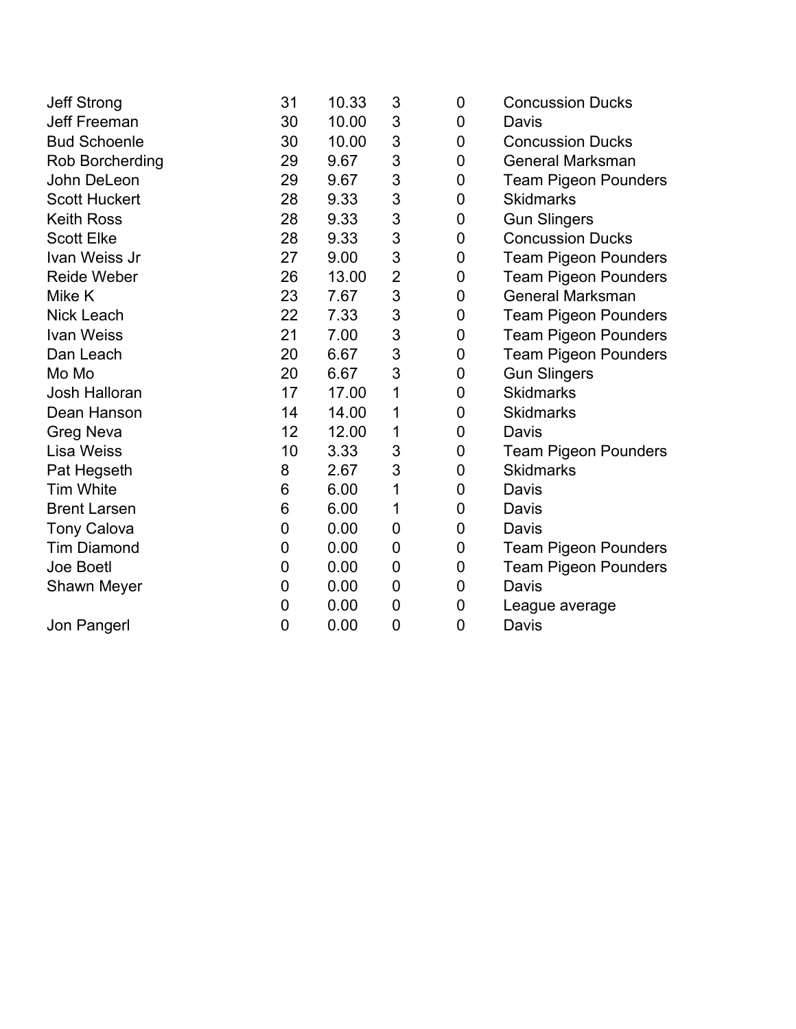| | | | | | |
|---|---|---|---|---|---|
| Jeff Strong | 31 | 10.33 | 3 | 0 | Concussion Ducks |
| Jeff Freeman | 30 | 10.00 | 3 | 0 | Davis |
| Bud Schoenle | 30 | 10.00 | 3 | 0 | Concussion Ducks |
| Rob Borcherding | 29 | 9.67 | 3 | 0 | General Marksman |
| John DeLeon | 29 | 9.67 | 3 | 0 | Team Pigeon Pounders |
| Scott Huckert | 28 | 9.33 | 3 | 0 | Skidmarks |
| Keith Ross | 28 | 9.33 | 3 | 0 | Gun Slingers |
| Scott Elke | 28 | 9.33 | 3 | 0 | Concussion Ducks |
| Ivan Weiss Jr | 27 | 9.00 | 3 | 0 | Team Pigeon Pounders |
| Reide Weber | 26 | 13.00 | 2 | 0 | Team Pigeon Pounders |
| Mike K | 23 | 7.67 | 3 | 0 | General Marksman |
| Nick Leach | 22 | 7.33 | 3 | 0 | Team Pigeon Pounders |
| Ivan Weiss | 21 | 7.00 | 3 | 0 | Team Pigeon Pounders |
| Dan Leach | 20 | 6.67 | 3 | 0 | Team Pigeon Pounders |
| Mo Mo | 20 | 6.67 | 3 | 0 | Gun Slingers |
| Josh Halloran | 17 | 17.00 | 1 | 0 | Skidmarks |
| Dean Hanson | 14 | 14.00 | 1 | 0 | Skidmarks |
| Greg Neva | 12 | 12.00 | 1 | 0 | Davis |
| Lisa Weiss | 10 | 3.33 | 3 | 0 | Team Pigeon Pounders |
| Pat Hegseth | 8 | 2.67 | 3 | 0 | Skidmarks |
| Tim White | 6 | 6.00 | 1 | 0 | Davis |
| Brent Larsen | 6 | 6.00 | 1 | 0 | Davis |
| Tony Calova | 0 | 0.00 | 0 | 0 | Davis |
| Tim Diamond | 0 | 0.00 | 0 | 0 | Team Pigeon Pounders |
| Joe Boetl | 0 | 0.00 | 0 | 0 | Team Pigeon Pounders |
| Shawn Meyer | 0 | 0.00 | 0 | 0 | Davis |
| | 0 | 0.00 | 0 | 0 | League average |
| Jon Pangerl | 0 | 0.00 | 0 | 0 | Davis |